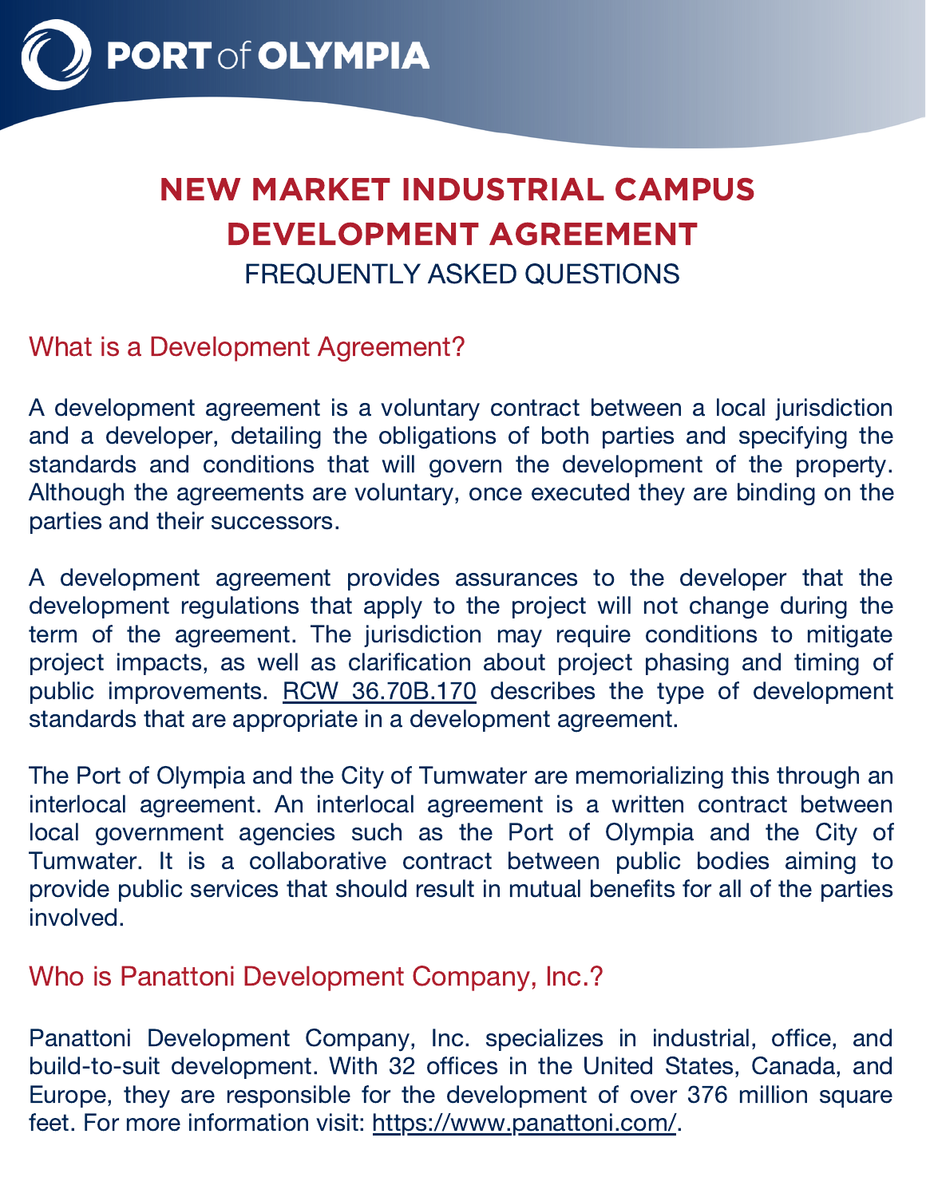# PORT of OLYMPIA

# NEW MARKET INDUSTRIAL CAMPUS DEVELOPMENT AGREEMENT

FREQUENTLY ASKED QUESTIONS

## What is a Development Agreement?

A development agreement is a voluntary contract between a local jurisdiction and a developer, detailing the obligations of both parties and specifying the standards and conditions that will govern the development of the property. Although the agreements are voluntary, once executed they are binding on the parties and their successors.

A development agreement provides assurances to the developer that the development regulations that apply to the project will not change during the term of the agreement. The jurisdiction may require conditions to mitigate project impacts, as well as clarification about project phasing and timing of public improvements. RCW 36.70B.170 describes the type of development standards that are appropriate in a development agreement.

The Port of Olympia and the City of Tumwater are memorializing this through an interlocal agreement. An interlocal agreement is a written contract between local government agencies such as the Port of Olympia and the City of Tumwater. It is a collaborative contract between public bodies aiming to provide public services that should result in mutual benefits for all of the parties involved.

## Who is Panattoni Development Company, Inc.?

Panattoni Development Company, Inc. specializes in industrial, office, and build-to-suit development. With 32 offices in the United States, Canada, and Europe, they are responsible for the development of over 376 million square feet. For more information visit: https://www.panattoni.com/.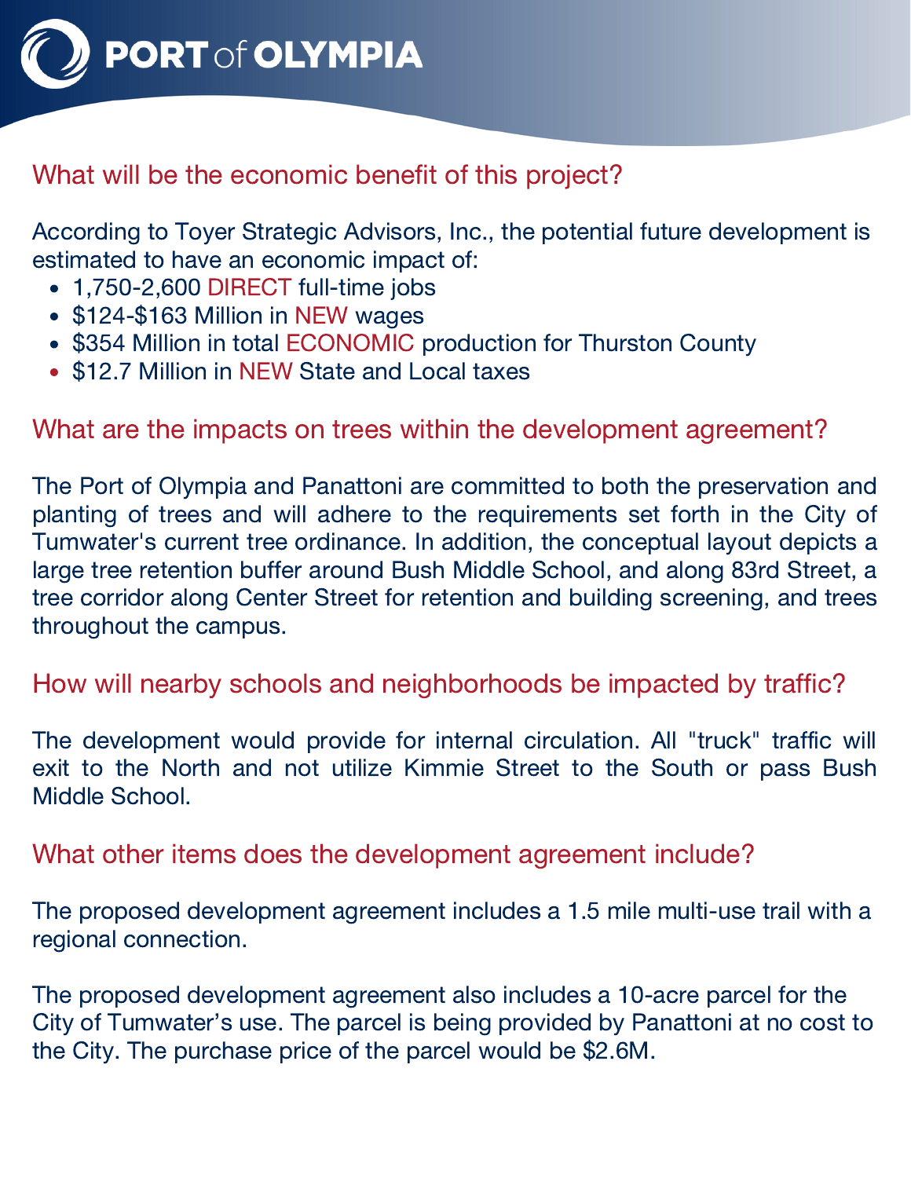## What will be the economic benefit of this project?

According to Toyer Strategic Advisors, Inc., the potential future development is estimated to have an economic impact of:

- 1,750-2,600 DIRECT full-time jobs
- $124-$163 Million in NEW wages
- $354 Million in total ECONOMIC production for Thurston County
- $12.7 Million in NEW State and Local taxes

## What are the impacts on trees within the development agreement?

The Port of Olympia and Panattoni are committed to both the preservation and planting of trees and will adhere to the requirements set forth in the City of Tumwater's current tree ordinance. In addition, the conceptual layout depicts a large tree retention buffer around Bush Middle School, and along 83rd Street, a tree corridor along Center Street for retention and building screening, and trees throughout the campus.

## How will nearby schools and neighborhoods be impacted by traffic?

The development would provide for internal circulation. All "truck" traffic will exit to the North and not utilize Kimmie Street to the South or pass Bush Middle School.

## What other items does the development agreement include?

The proposed development agreement includes a 1.5 mile multi-use trail with a regional connection.

The proposed development agreement also includes a 10-acre parcel for the City of Tumwater's use. The parcel is being provided by Panattoni at no cost to the City. The purchase price of the parcel would be $2.6M.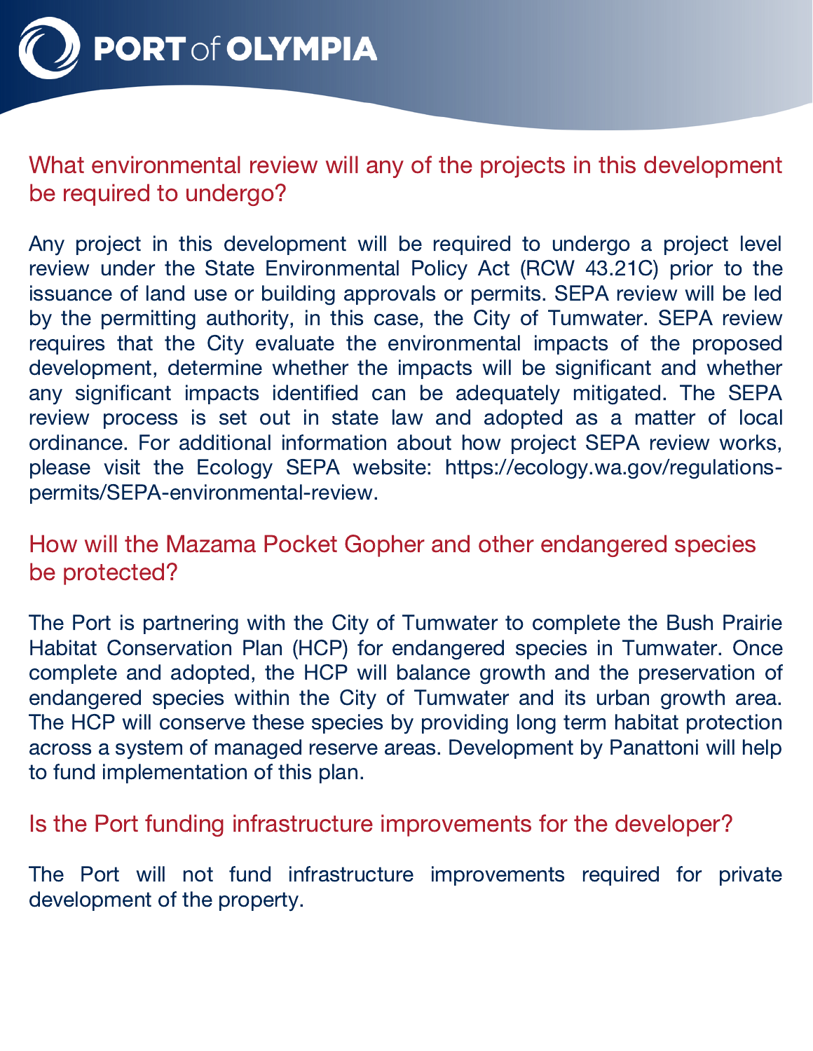## What environmental review will any of the projects in this development be required to undergo?

Any project in this development will be required to undergo a project level review under the State Environmental Policy Act (RCW 43.21C) prior to the issuance of land use or building approvals or permits. SEPA review will be led by the permitting authority, in this case, the City of Tumwater. SEPA review requires that the City evaluate the environmental impacts of the proposed development, determine whether the impacts will be significant and whether any significant impacts identified can be adequately mitigated. The SEPA review process is set out in state law and adopted as a matter of local ordinance. For additional information about how project SEPA review works, please visit the Ecology SEPA website: https://ecology.wa.gov/regulations-permits/SEPA-environmental-review.

## How will the Mazama Pocket Gopher and other endangered species be protected?

The Port is partnering with the City of Tumwater to complete the Bush Prairie Habitat Conservation Plan (HCP) for endangered species in Tumwater. Once complete and adopted, the HCP will balance growth and the preservation of endangered species within the City of Tumwater and its urban growth area. The HCP will conserve these species by providing long term habitat protection across a system of managed reserve areas. Development by Panattoni will help to fund implementation of this plan.

## Is the Port funding infrastructure improvements for the developer?

The Port will not fund infrastructure improvements required for private development of the property.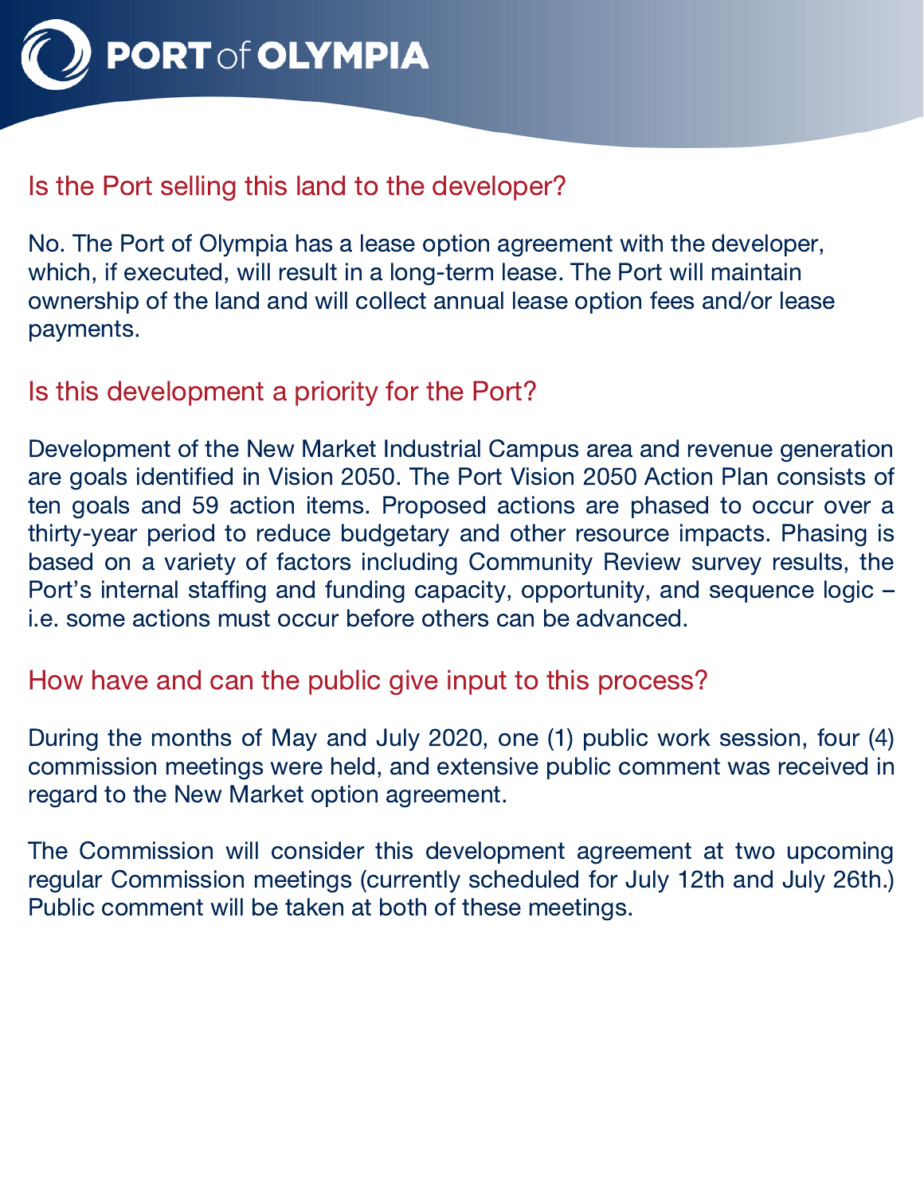## Is the Port selling this land to the developer?

No. The Port of Olympia has a lease option agreement with the developer, which, if executed, will result in a long-term lease. The Port will maintain ownership of the land and will collect annual lease option fees and/or lease payments.

## Is this development a priority for the Port?

Development of the New Market Industrial Campus area and revenue generation are goals identified in Vision 2050. The Port Vision 2050 Action Plan consists of ten goals and 59 action items. Proposed actions are phased to occur over a thirty-year period to reduce budgetary and other resource impacts. Phasing is based on a variety of factors including Community Review survey results, the Port's internal staffing and funding capacity, opportunity, and sequence logic – i.e. some actions must occur before others can be advanced.

## How have and can the public give input to this process?

During the months of May and July 2020, one (1) public work session, four (4) commission meetings were held, and extensive public comment was received in regard to the New Market option agreement.

The Commission will consider this development agreement at two upcoming regular Commission meetings (currently scheduled for July 12th and July 26th.) Public comment will be taken at both of these meetings.